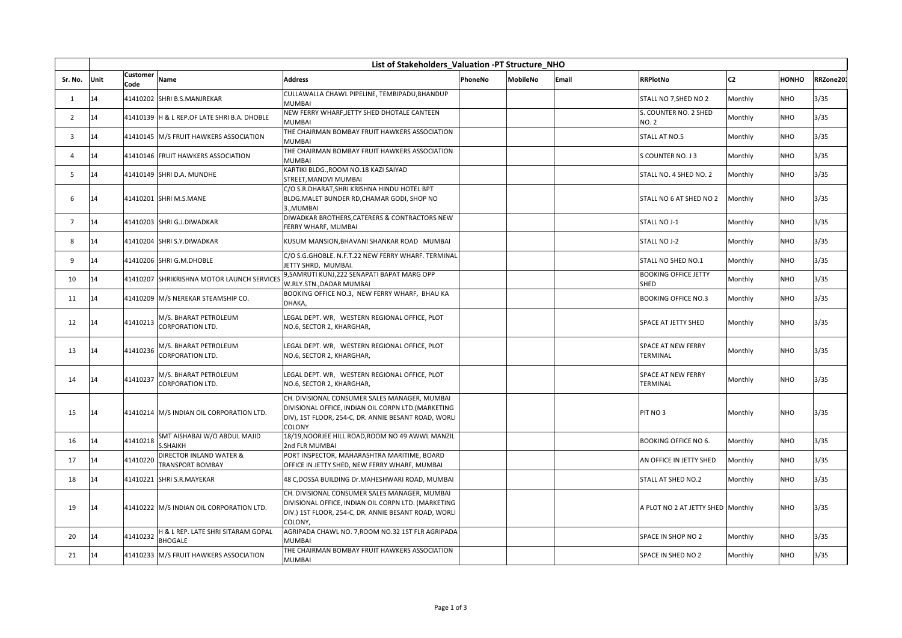| List of Stakeholders_Valuation -PT Structure_NHO | | | | | | | | | | | | |
|---|---|---|---|---|---|---|---|---|---|---|---|---|
| Sr. No. | Unit | Customer Code | Name | Address | PhoneNo | MobileNo | Email | RRPlotNo | C2 | HONHO | RRZone201 |
| 1 | 14 | 41410202 | SHRI B.S.MANJREKAR | CULLAWALLA CHAWL PIPELINE, TEMBIPADU,BHANDUP MUMBAI | | | | STALL NO 7,SHED NO 2 | Monthly | NHO | 3/35 |
| 2 | 14 | 41410139 | H & L REP.OF LATE SHRI B.A. DHOBLE | NEW FERRY WHARF,JETTY SHED DHOTALE CANTEEN MUMBAI | | | | S. COUNTER NO. 2 SHED NO. 2 | Monthly | NHO | 3/35 |
| 3 | 14 | 41410145 | M/S FRUIT HAWKERS ASSOCIATION | THE CHAIRMAN BOMBAY FRUIT HAWKERS ASSOCIATION MUMBAI | | | | STALL AT NO.5 | Monthly | NHO | 3/35 |
| 4 | 14 | 41410146 | FRUIT HAWKERS ASSOCIATION | THE CHAIRMAN BOMBAY FRUIT HAWKERS ASSOCIATION MUMBAI | | | | S COUNTER NO. J 3 | Monthly | NHO | 3/35 |
| 5 | 14 | 41410149 | SHRI D.A. MUNDHE | KARTIKI BLDG.,ROOM NO.18 KAZI SAIYAD STREET,MANDVI MUMBAI | | | | STALL NO. 4 SHED NO. 2 | Monthly | NHO | 3/35 |
| 6 | 14 | 41410201 | SHRI M.S.MANE | C/O S.R.DHARAT,SHRI KRISHNA HINDU HOTEL BPT BLDG.MALET BUNDER RD,CHAMAR GODI, SHOP NO 3.,MUMBAI | | | | STALL NO 6 AT SHED NO 2 | Monthly | NHO | 3/35 |
| 7 | 14 | 41410203 | SHRI G.J.DIWADKAR | DIWADKAR BROTHERS,CATERERS & CONTRACTORS NEW FERRY WHARF, MUMBAI | | | | STALL NO J-1 | Monthly | NHO | 3/35 |
| 8 | 14 | 41410204 | SHRI S.Y.DIWADKAR | KUSUM MANSION,BHAVANI SHANKAR ROAD MUMBAI | | | | STALL NO J-2 | Monthly | NHO | 3/35 |
| 9 | 14 | 41410206 | SHRI G.M.DHOBLE | C/O S.G.GHOBLE. N.F.T.22 NEW FERRY WHARF. TERMINAL JETTY SHRD, MUMBAI. | | | | STALL NO SHED NO.1 | Monthly | NHO | 3/35 |
| 10 | 14 | 41410207 | SHRIKRISHNA MOTOR LAUNCH SERVICES | 9,SAMRUTI KUNJ,222 SENAPATI BAPAT MARG OPP W.RLY.STN.,DADAR MUMBAI | | | | BOOKING OFFICE JETTY SHED | Monthly | NHO | 3/35 |
| 11 | 14 | 41410209 | M/S NEREKAR STEAMSHIP CO. | BOOKING OFFICE NO.3, NEW FERRY WHARF, BHAU KA DHAKA, | | | | BOOKING OFFICE NO.3 | Monthly | NHO | 3/35 |
| 12 | 14 | 41410213 | M/S. BHARAT PETROLEUM CORPORATION LTD. | LEGAL DEPT. WR, WESTERN REGIONAL OFFICE, PLOT NO.6, SECTOR 2, KHARGHAR, | | | | SPACE AT JETTY SHED | Monthly | NHO | 3/35 |
| 13 | 14 | 41410236 | M/S. BHARAT PETROLEUM CORPORATION LTD. | LEGAL DEPT. WR, WESTERN REGIONAL OFFICE, PLOT NO.6, SECTOR 2, KHARGHAR, | | | | SPACE AT NEW FERRY TERMINAL | Monthly | NHO | 3/35 |
| 14 | 14 | 41410237 | M/S. BHARAT PETROLEUM CORPORATION LTD. | LEGAL DEPT. WR, WESTERN REGIONAL OFFICE, PLOT NO.6, SECTOR 2, KHARGHAR, | | | | SPACE AT NEW FERRY TERMINAL | Monthly | NHO | 3/35 |
| 15 | 14 | 41410214 | M/S INDIAN OIL CORPORATION LTD. | CH. DIVISIONAL CONSUMER SALES MANAGER, MUMBAI DIVISIONAL OFFICE, INDIAN OIL CORPN LTD.(MARKETING DIV), 1ST FLOOR, 254-C, DR. ANNIE BESANT ROAD, WORLI COLONY | | | | PIT NO 3 | Monthly | NHO | 3/35 |
| 16 | 14 | 41410218 | SMT AISHABAI W/O ABDUL MAJID S.SHAIKH | 18/19,NOORJEE HILL ROAD,ROOM NO 49 AWWL MANZIL 2nd FLR MUMBAI | | | | BOOKING OFFICE NO 6. | Monthly | NHO | 3/35 |
| 17 | 14 | 41410220 | DIRECTOR INLAND WATER & TRANSPORT BOMBAY | PORT INSPECTOR, MAHARASHTRA MARITIME, BOARD OFFICE IN JETTY SHED, NEW FERRY WHARF, MUMBAI | | | | AN OFFICE IN JETTY SHED | Monthly | NHO | 3/35 |
| 18 | 14 | 41410221 | SHRI S.R.MAYEKAR | 48 C,DOSSA BUILDING Dr.MAHESHWARI ROAD, MUMBAI | | | | STALL AT SHED NO.2 | Monthly | NHO | 3/35 |
| 19 | 14 | 41410222 | M/S INDIAN OIL CORPORATION LTD. | CH. DIVISIONAL CONSUMER SALES MANAGER, MUMBAI DIVISIONAL OFFICE, INDIAN OIL CORPN LTD. (MARKETING DIV.) 1ST FLOOR, 254-C, DR. ANNIE BESANT ROAD, WORLI COLONY, | | | | A PLOT NO 2 AT JETTY SHED | Monthly | NHO | 3/35 |
| 20 | 14 | 41410232 | H & L REP. LATE SHRI SITARAM GOPAL BHOGALE | AGRIPADA CHAWL NO. 7,ROOM NO.32 1ST FLR AGRIPADA MUMBAI | | | | SPACE IN SHOP NO 2 | Monthly | NHO | 3/35 |
| 21 | 14 | 41410233 | M/S FRUIT HAWKERS ASSOCIATION | THE CHAIRMAN BOMBAY FRUIT HAWKERS ASSOCIATION MUMBAI | | | | SPACE IN SHED NO 2 | Monthly | NHO | 3/35 |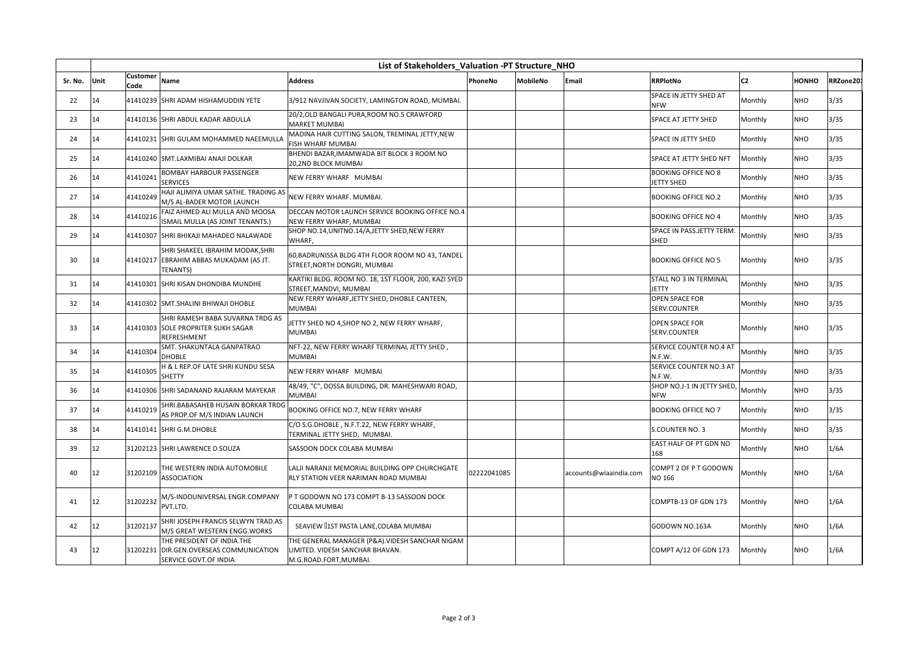| List of Stakeholders_Valuation -PT Structure_NHO | | | | | | | | | | | | |
|---|---|---|---|---|---|---|---|---|---|---|---|---|
| Sr. No. | Unit | Customer Code | Name | Address | PhoneNo | MobileNo | Email | RRPlotNo | C2 | HONHO | RRZone20 |
| 22 | 14 | 41410239 | SHRI ADAM HISHAMUDDIN YETE | 3/912 NAVJIVAN SOCIETY, LAMINGTON ROAD, MUMBAI. | | | | SPACE IN JETTY SHED AT NFW | Monthly | NHO | 3/35 |
| 23 | 14 | 41410136 | SHRI ABDUL KADAR ABDULLA | 20/2,OLD BANGALI PURA,ROOM NO.5 CRAWFORD MARKET MUMBAI | | | | SPACE AT JETTY SHED | Monthly | NHO | 3/35 |
| 24 | 14 | 41410231 | SHRI GULAM MOHAMMED NAEEMULLA | MADINA HAIR CUTTING SALON, TREMINAL JETTY,NEW FISH WHARF MUMBAI | | | | SPACE IN JETTY SHED | Monthly | NHO | 3/35 |
| 25 | 14 | 41410240 | SMT.LAXMIBAI ANAJI DOLKAR | BHENDI BAZAR,IMAMWADA BIT BLOCK 3 ROOM NO 20,2ND BLOCK MUMBAI | | | | SPACE AT JETTY SHED NFT | Monthly | NHO | 3/35 |
| 26 | 14 | 41410241 | BOMBAY HARBOUR PASSENGER SERVICES | NEW FERRY WHARF MUMBAI | | | | BOOKING OFFICE NO 8 JETTY SHED | Monthly | NHO | 3/35 |
| 27 | 14 | 41410249 | HAJI ALIMIYA UMAR SATHE. TRADING AS M/S AL-BADER MOTOR LAUNCH | NEW FERRY WHARF. MUMBAI. | | | | BOOKING OFFICE NO.2 | Monthly | NHO | 3/35 |
| 28 | 14 | 41410216 | FAIZ AHMED ALI MULLA AND MOOSA ISMAIL MULLA (AS JOINT TENANTS.) | DECCAN MOTOR LAUNCH SERVICE BOOKING OFFICE NO.4 NEW FERRY WHARF, MUMBAI | | | | BOOKING OFFICE NO 4 | Monthly | NHO | 3/35 |
| 29 | 14 | 41410307 | SHRI BHIKAJI MAHADEO NALAWADE | SHOP NO.14,UNITNO.14/A,JETTY SHED,NEW FERRY WHARF, | | | | SPACE IN PASS.JETTY TERM. SHED | Monthly | NHO | 3/35 |
| 30 | 14 | 41410217 | SHRI SHAKEEL IBRAHIM MODAK,SHRI EBRAHIM ABBAS MUKADAM (AS JT. TENANTS) | 60,BADRUNISSA BLDG 4TH FLOOR ROOM NO 43, TANDEL STREET,NORTH DONGRI, MUMBAI | | | | BOOKING OFFICE NO 5 | Monthly | NHO | 3/35 |
| 31 | 14 | 41410301 | SHRI KISAN DHONDIBA MUNDHE | KARTIKI BLDG. ROOM NO. 18, 1ST FLOOR, 200, KAZI SYED STREET,MANDVI, MUMBAI | | | | STALL NO 3 IN TERMINAL JETTY | Monthly | NHO | 3/35 |
| 32 | 14 | 41410302 | SMT.SHALINI BHIWAJI DHOBLE | NEW FERRY WHARF,JETTY SHED, DHOBLE CANTEEN, MUMBAI | | | | OPEN SPACE FOR SERV.COUNTER | Monthly | NHO | 3/35 |
| 33 | 14 | 41410303 | SHRI RAMESH BABA SUVARNA TRDG AS SOLE PROPRITER SUKH SAGAR REFRESHMENT | JETTY SHED NO 4,SHOP NO 2, NEW FERRY WHARF, MUMBAI | | | | OPEN SPACE FOR SERV.COUNTER | Monthly | NHO | 3/35 |
| 34 | 14 | 41410304 | SMT. SHAKUNTALA GANPATRAO DHOBLE | NFT-22, NEW FERRY WHARF TERMINAL JETTY SHED , MUMBAI | | | | SERVICE COUNTER NO.4 AT N.F.W. | Monthly | NHO | 3/35 |
| 35 | 14 | 41410305 | H & L REP.OF LATE SHRI KUNDU SESA SHETTY | NEW FERRY WHARF MUMBAI | | | | SERVICE COUNTER NO.3 AT N.F.W. | Monthly | NHO | 3/35 |
| 36 | 14 | 41410306 | SHRI SADANAND RAJARAM MAYEKAR | 48/49, "C", DOSSA BUILDING, DR. MAHESHWARI ROAD, MUMBAI | | | | SHOP NO.J-1 IN JETTY SHED, NFW | Monthly | NHO | 3/35 |
| 37 | 14 | 41410219 | SHRI.BABASAHEB HUSAIN BORKAR TRDG AS PROP.OF M/S INDIAN LAUNCH | BOOKING OFFICE NO.7, NEW FERRY WHARF | | | | BOOKING OFFICE NO 7 | Monthly | NHO | 3/35 |
| 38 | 14 | 41410141 | SHRI G.M.DHOBLE | C/O S.G.DHOBLE , N.F.T.22, NEW FERRY WHARF, TERMINAL JETTY SHED, MUMBAI. | | | | S.COUNTER NO. 3 | Monthly | NHO | 3/35 |
| 39 | 12 | 31202123 | SHRI LAWRENCE D SOUZA | SASSOON DOCK COLABA MUMBAI | | | | EAST HALF OF PT GDN NO 168 | Monthly | NHO | 1/6A |
| 40 | 12 | 31202109 | THE WESTERN INDIA AUTOMOBILE ASSOCIATION | LALJI NARANJI MEMORIAL BUILDING OPP CHURCHGATE RLY STATION VEER NARIMAN ROAD MUMBAI | 02222041085 | | accounts@wiaaindia.com | COMPT 2 OF P T GODOWN NO 166 | Monthly | NHO | 1/6A |
| 41 | 12 | 31202232 | M/S-INDOUNIVERSAL ENGR.COMPANY PVT.LTD. | P T GODOWN NO 173 COMPT B-13 SASSOON DOCK COLABA MUMBAI | | | | COMPTB-13 OF GDN 173 | Monthly | NHO | 1/6A |
| 42 | 12 | 31202137 | SHRI JOSEPH FRANCIS SELWYN TRAD.AS M/S GREAT WESTERN ENGG.WORKS | SEAVIEW 1ST PASTA LANE,COLABA MUMBAI | | | | GODOWN NO.163A | Monthly | NHO | 1/6A |
| 43 | 12 | 31202231 | THE PRESIDENT OF INDIA.THE DIR.GEN.OVERSEAS COMMUNICATION SERVICE GOVT.OF INDIA | THE GENERAL MANAGER (P&A).VIDESH SANCHAR NIGAM LIMITED. VIDESH SANCHAR BHAVAN. M.G.ROAD.FORT,MUMBAI. | | | | COMPT A/12 OF GDN 173 | Monthly | NHO | 1/6A |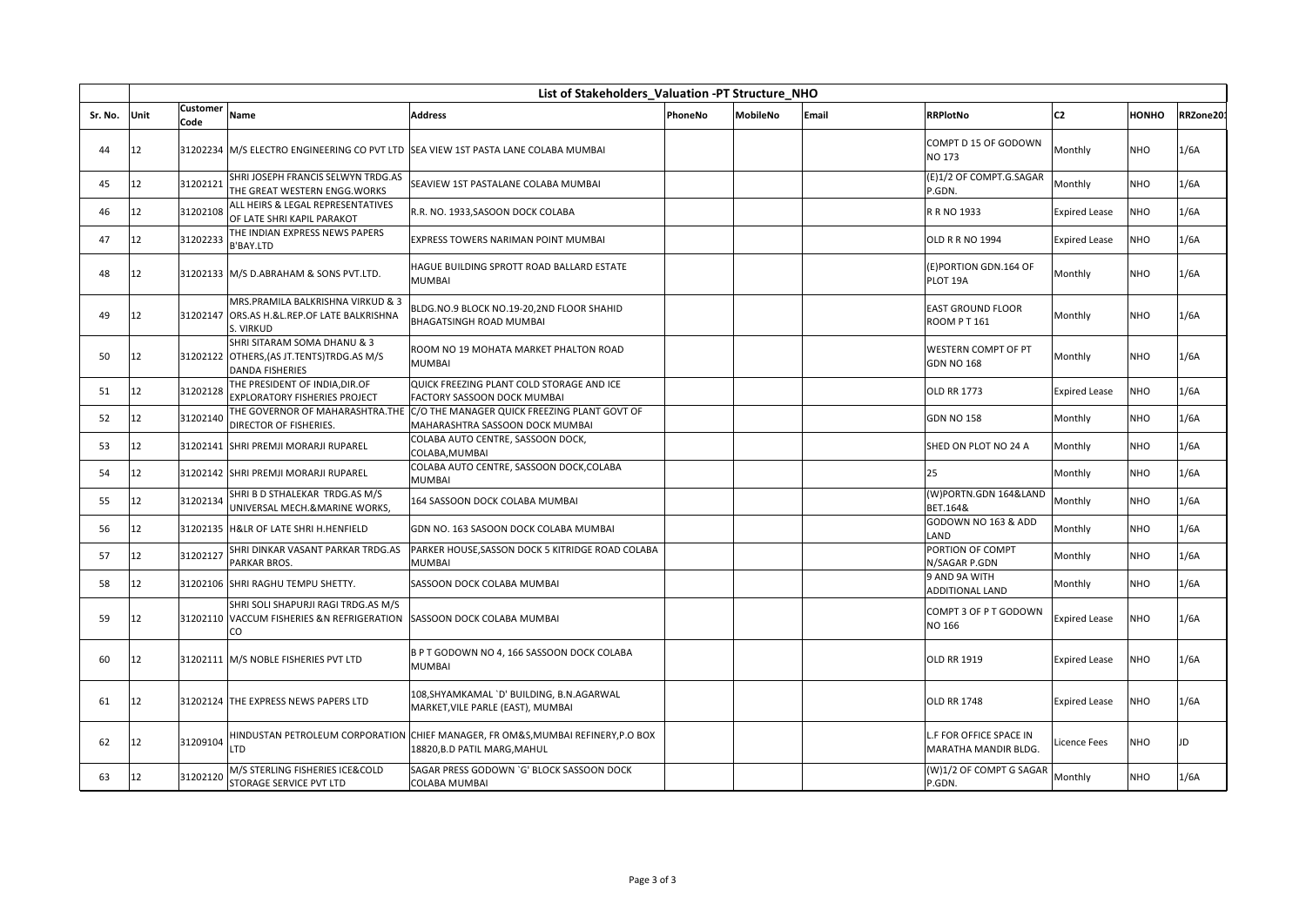| | List of Stakeholders_Valuation -PT Structure_NHO | | | | | | | | | | | |
|---|---|---|---|---|---|---|---|---|---|---|---|---|
| Sr. No. | Unit | Customer Code | Name | Address | PhoneNo | MobileNo | Email | RRPlotNo | C2 | HONHO | RRZone201 |
| 44 | 12 | 31202234 | M/S ELECTRO ENGINEERING CO PVT LTD | SEA VIEW 1ST PASTA LANE COLABA MUMBAI | | | | COMPT D 15 OF GODOWN NO 173 | Monthly | NHO | 1/6A |
| 45 | 12 | 31202121 | SHRI JOSEPH FRANCIS SELWYN TRDG.AS THE GREAT WESTERN ENGG.WORKS | SEAVIEW 1ST PASTALANE COLABA MUMBAI | | | | (E)1/2 OF COMPT.G.SAGAR P.GDN. | Monthly | NHO | 1/6A |
| 46 | 12 | 31202108 | ALL HEIRS & LEGAL REPRESENTATIVES OF LATE SHRI KAPIL PARAKOT | R.R. NO. 1933,SASOON DOCK COLABA | | | | R R NO 1933 | Expired Lease | NHO | 1/6A |
| 47 | 12 | 31202233 | THE INDIAN EXPRESS NEWS PAPERS B'BAY.LTD | EXPRESS TOWERS NARIMAN POINT MUMBAI | | | | OLD R R NO 1994 | Expired Lease | NHO | 1/6A |
| 48 | 12 | 31202133 | M/S D.ABRAHAM & SONS PVT.LTD. | HAGUE BUILDING SPROTT ROAD BALLARD ESTATE MUMBAI | | | | (E)PORTION GDN.164 OF PLOT 19A | Monthly | NHO | 1/6A |
| 49 | 12 | 31202147 | MRS.PRAMILA BALKRISHNA VIRKUD & 3 ORS.AS H.&L.REP.OF LATE BALKRISHNA S. VIRKUD | BLDG.NO.9 BLOCK NO.19-20,2ND FLOOR SHAHID BHAGATSINGH ROAD MUMBAI | | | | EAST GROUND FLOOR ROOM P T 161 | Monthly | NHO | 1/6A |
| 50 | 12 | 31202122 | SHRI SITARAM SOMA DHANU & 3 OTHERS,(AS JT.TENTS)TRDG.AS M/S DANDA FISHERIES | ROOM NO 19 MOHATA MARKET PHALTON ROAD MUMBAI | | | | WESTERN COMPT OF PT GDN NO 168 | Monthly | NHO | 1/6A |
| 51 | 12 | 31202128 | THE PRESIDENT OF INDIA,DIR.OF EXPLORATORY FISHERIES PROJECT | QUICK FREEZING PLANT COLD STORAGE AND ICE FACTORY SASSOON DOCK MUMBAI | | | | OLD RR 1773 | Expired Lease | NHO | 1/6A |
| 52 | 12 | 31202140 | THE GOVERNOR OF MAHARASHTRA.THE DIRECTOR OF FISHERIES. | C/O THE MANAGER QUICK FREEZING PLANT GOVT OF MAHARASHTRA SASSOON DOCK MUMBAI | | | | GDN NO 158 | Monthly | NHO | 1/6A |
| 53 | 12 | 31202141 | SHRI PREMJI MORARJI RUPAREL | COLABA AUTO CENTRE, SASSOON DOCK, COLABA,MUMBAI | | | | SHED ON PLOT NO 24 A | Monthly | NHO | 1/6A |
| 54 | 12 | 31202142 | SHRI PREMJI MORARJI RUPAREL | COLABA AUTO CENTRE, SASSOON DOCK,COLABA MUMBAI | | | | 25 | Monthly | NHO | 1/6A |
| 55 | 12 | 31202134 | SHRI B D STHALEKAR TRDG.AS M/S UNIVERSAL MECH.&MARINE WORKS, | 164 SASSOON DOCK COLABA MUMBAI | | | | (W)PORTN.GDN 164&LAND BET.164& | Monthly | NHO | 1/6A |
| 56 | 12 | 31202135 | H&LR OF LATE SHRI H.HENFIELD | GDN NO. 163 SASOON DOCK COLABA MUMBAI | | | | GODOWN NO 163 & ADD LAND | Monthly | NHO | 1/6A |
| 57 | 12 | 31202127 | SHRI DINKAR VASANT PARKAR TRDG.AS PARKAR BROS. | PARKER HOUSE,SASSON DOCK 5 KITRIDGE ROAD COLABA MUMBAI | | | | PORTION OF COMPT N/SAGAR P.GDN | Monthly | NHO | 1/6A |
| 58 | 12 | 31202106 | SHRI RAGHU TEMPU SHETTY. | SASSOON DOCK COLABA MUMBAI | | | | 9 AND 9A WITH ADDITIONAL LAND | Monthly | NHO | 1/6A |
| 59 | 12 | 31202110 | SHRI SOLI SHAPURJI RAGI TRDG.AS M/S VACCUM FISHERIES &N REFRIGERATION CO | SASSOON DOCK COLABA MUMBAI | | | | COMPT 3 OF P T GODOWN NO 166 | Expired Lease | NHO | 1/6A |
| 60 | 12 | 31202111 | M/S NOBLE FISHERIES PVT LTD | B P T GODOWN NO 4, 166 SASSOON DOCK COLABA MUMBAI | | | | OLD RR 1919 | Expired Lease | NHO | 1/6A |
| 61 | 12 | 31202124 | THE EXPRESS NEWS PAPERS LTD | 108,SHYAMKAMAL `D' BUILDING, B.N.AGARWAL MARKET,VILE PARLE (EAST), MUMBAI | | | | OLD RR 1748 | Expired Lease | NHO | 1/6A |
| 62 | 12 | 31209104 | HINDUSTAN PETROLEUM CORPORATION LTD | CHIEF MANAGER, FR OM&S,MUMBAI REFINERY,P.O BOX 18820,B.D PATIL MARG,MAHUL | | | | L.F FOR OFFICE SPACE IN MARATHA MANDIR BLDG. | Licence Fees | NHO | JD |
| 63 | 12 | 31202120 | M/S STERLING FISHERIES ICE&COLD STORAGE SERVICE PVT LTD | SAGAR PRESS GODOWN `G' BLOCK SASSOON DOCK COLABA MUMBAI | | | | (W)1/2 OF COMPT G SAGAR P.GDN. | Monthly | NHO | 1/6A |